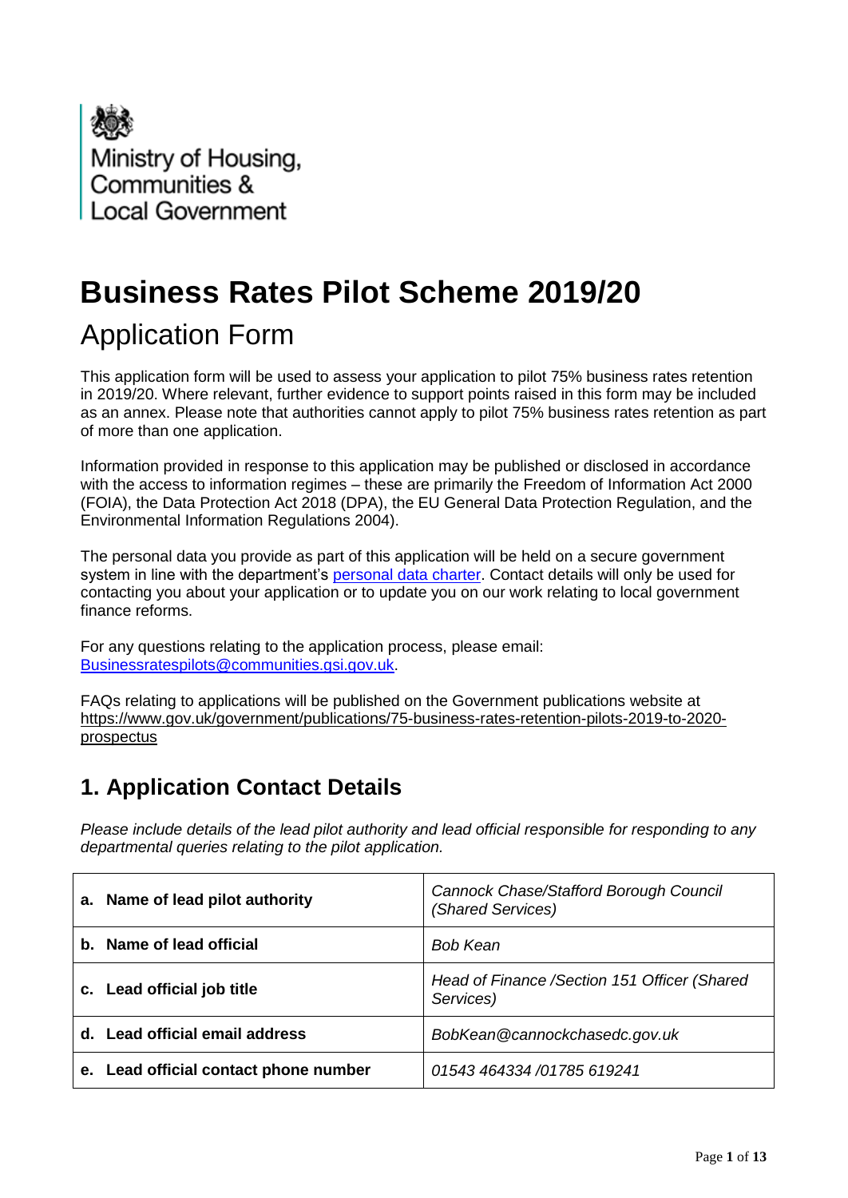Ministry of Housing, Communities & Local Government

# Business Rates Pilot Scheme 2019/20

## Application Form

This application form will be used to assess your application to pilot 75% business rates retention in 2019/20. Where relevant, further evidence to support points raised in this form may be included as an annex. Please note that authorities cannot apply to pilot 75% business rates retention as part of more than one application.

Information provided in response to this application may be published or disclosed in accordance with the access to information regimes – these are primarily the Freedom of Information Act 2000 (FOIA), the Data Protection Act 2018 (DPA), the EU General Data Protection Regulation, and the Environmental Information Regulations 2004).

The personal data you provide as part of this application will be held on a secure government system in line with the department's [personal data charter](). Contact details will only be used for contacting you about your application or to update you on our work relating to local government finance reforms.

For any questions relating to the application process, please email: [Businessratespilots@communities.gsi.gov.uk](mailto:Businessratespilots@communities.gsi.gov.uk).

FAQs relating to applications will be published on the Government publications website at https://www.gov.uk/government/publications/75-business-rates-retention-pilots-2019-to-2020-prospectus

## 1. Application Contact Details

*Please include details of the lead pilot authority and lead official responsible for responding to any departmental queries relating to the pilot application.*

| | |
|---|---|
| **a. Name of lead pilot authority** | *Cannock Chase/Stafford Borough Council (Shared Services)* |
| **b. Name of lead official** | *Bob Kean* |
| **c. Lead official job title** | *Head of Finance /Section 151 Officer (Shared Services)* |
| **d. Lead official email address** | *BobKean@cannockchasedc.gov.uk* |
| **e. Lead official contact phone number** | *01543 464334 /01785 619241* |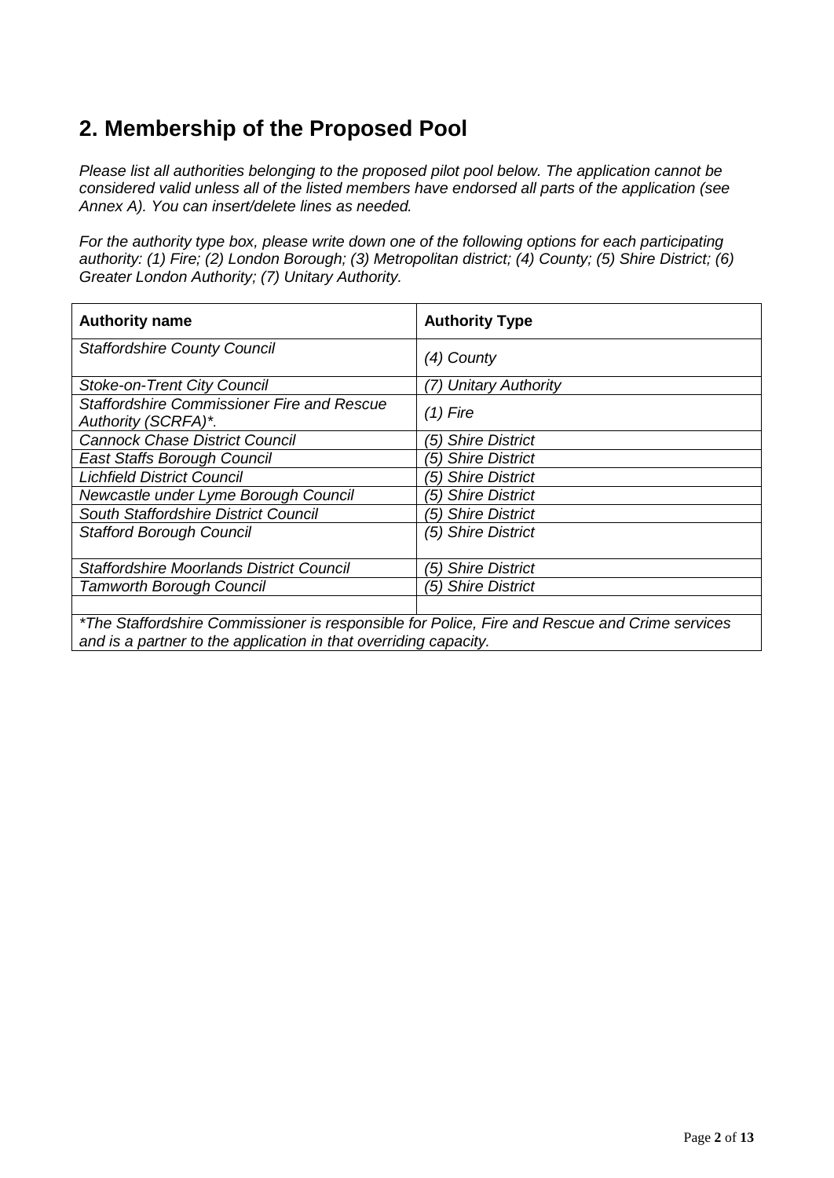## 2. Membership of the Proposed Pool

*Please list all authorities belonging to the proposed pilot pool below. The application cannot be considered valid unless all of the listed members have endorsed all parts of the application (see Annex A). You can insert/delete lines as needed.*

*For the authority type box, please write down one of the following options for each participating authority: (1) Fire; (2) London Borough; (3) Metropolitan district; (4) County; (5) Shire District; (6) Greater London Authority; (7) Unitary Authority.*

| Authority name | Authority Type |
|---|---|
| *Staffordshire County Council* | *(4) County* |
| *Stoke-on-Trent City Council* | *(7) Unitary Authority* |
| *Staffordshire Commissioner Fire and Rescue Authority (SCRFA)\*.* | *(1) Fire* |
| *Cannock Chase District Council* | *(5) Shire District* |
| *East Staffs Borough Council* | *(5) Shire District* |
| *Lichfield District Council* | *(5) Shire District* |
| *Newcastle under Lyme Borough Council* | *(5) Shire District* |
| *South Staffordshire District Council* | *(5) Shire District* |
| *Stafford Borough Council* | *(5) Shire District* |
| *Staffordshire Moorlands District Council* | *(5) Shire District* |
| *Tamworth Borough Council* | *(5) Shire District* |
| | |
| *\*The Staffordshire Commissioner is responsible for Police, Fire and Rescue and Crime services and is a partner to the application in that overriding capacity.* | |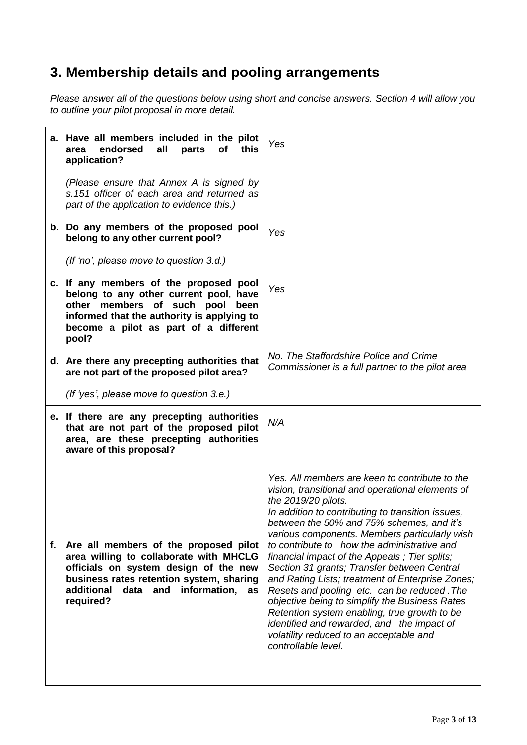## 3. Membership details and pooling arrangements

*Please answer all of the questions below using short and concise answers. Section 4 will allow you to outline your pilot proposal in more detail.*

| Question | Answer |
|---|---|
| **a. Have all members included in the pilot area endorsed all parts of this application?**<br><br>*(Please ensure that Annex A is signed by s.151 officer of each area and returned as part of the application to evidence this.)* | *Yes* |
| **b. Do any members of the proposed pool belong to any other current pool?**<br><br>*(If 'no', please move to question 3.d.)* | *Yes* |
| **c. If any members of the proposed pool belong to any other current pool, have other members of such pool been informed that the authority is applying to become a pilot as part of a different pool?** | *Yes* |
| **d. Are there any precepting authorities that are not part of the proposed pilot area?**<br><br>*(If 'yes', please move to question 3.e.)* | *No. The Staffordshire Police and Crime Commissioner is a full partner to the pilot area* |
| **e. If there are any precepting authorities that are not part of the proposed pilot area, are these precepting authorities aware of this proposal?** | *N/A* |
| **f. Are all members of the proposed pilot area willing to collaborate with MHCLG officials on system design of the new business rates retention system, sharing additional data and information, as required?** | *Yes. All members are keen to contribute to the vision, transitional and operational elements of the 2019/20 pilots.*<br>*In addition to contributing to transition issues, between the 50% and 75% schemes, and it's various components. Members particularly wish to contribute to how the administrative and financial impact of the Appeals ; Tier splits; Section 31 grants; Transfer between Central and Rating Lists; treatment of Enterprise Zones; Resets and pooling etc. can be reduced .The objective being to simplify the Business Rates Retention system enabling, true growth to be identified and rewarded, and the impact of volatility reduced to an acceptable and controllable level.* |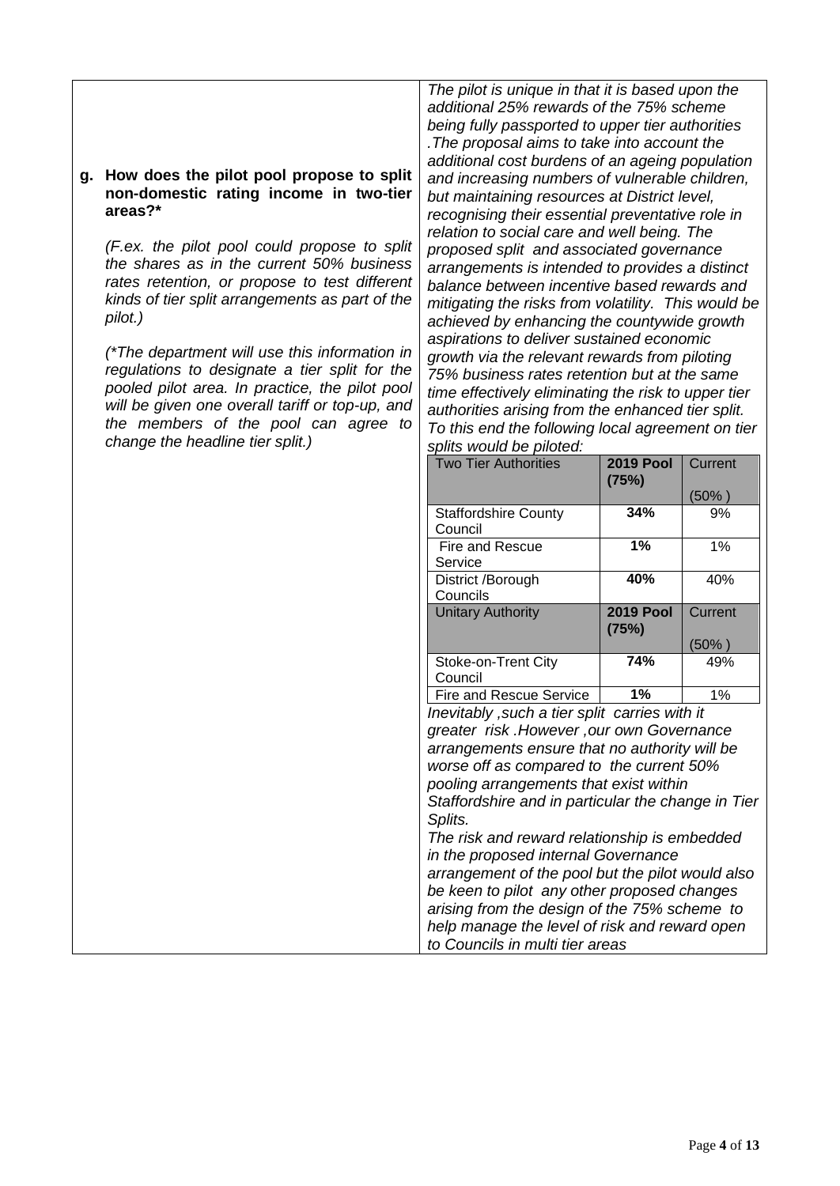**g. How does the pilot pool propose to split non-domestic rating income in two-tier areas?***

*(F.ex. the pilot pool could propose to split the shares as in the current 50% business rates retention, or propose to test different kinds of tier split arrangements as part of the pilot.)*

*(*The department will use this information in regulations to designate a tier split for the pooled pilot area. In practice, the pilot pool will be given one overall tariff or top-up, and the members of the pool can agree to change the headline tier split.)*

*The pilot is unique in that it is based upon the additional 25% rewards of the 75% scheme being fully passported to upper tier authorities .The proposal aims to take into account the additional cost burdens of an ageing population and increasing numbers of vulnerable children, but maintaining resources at District level, recognising their essential preventative role in relation to social care and well being. The proposed split and associated governance arrangements is intended to provides a distinct balance between incentive based rewards and mitigating the risks from volatility. This would be achieved by enhancing the countywide growth aspirations to deliver sustained economic growth via the relevant rewards from piloting 75% business rates retention but at the same time effectively eliminating the risk to upper tier authorities arising from the enhanced tier split. To this end the following local agreement on tier splits would be piloted:*

| Two Tier Authorities | **2019 Pool (75%)** | Current (50% ) |
|---|---|---|
| Staffordshire County Council | **34%** | 9% |
| Fire and Rescue Service | **1%** | 1% |
| District /Borough Councils | **40%** | 40% |
| Unitary Authority | **2019 Pool (75%)** | Current (50% ) |
| Stoke-on-Trent City Council | **74%** | 49% |
| Fire and Rescue Service | **1%** | 1% |

*Inevitably ,such a tier split carries with it greater risk .However ,our own Governance arrangements ensure that no authority will be worse off as compared to the current 50% pooling arrangements that exist within Staffordshire and in particular the change in Tier Splits.*

*The risk and reward relationship is embedded in the proposed internal Governance arrangement of the pool but the pilot would also be keen to pilot any other proposed changes arising from the design of the 75% scheme to help manage the level of risk and reward open to Councils in multi tier areas*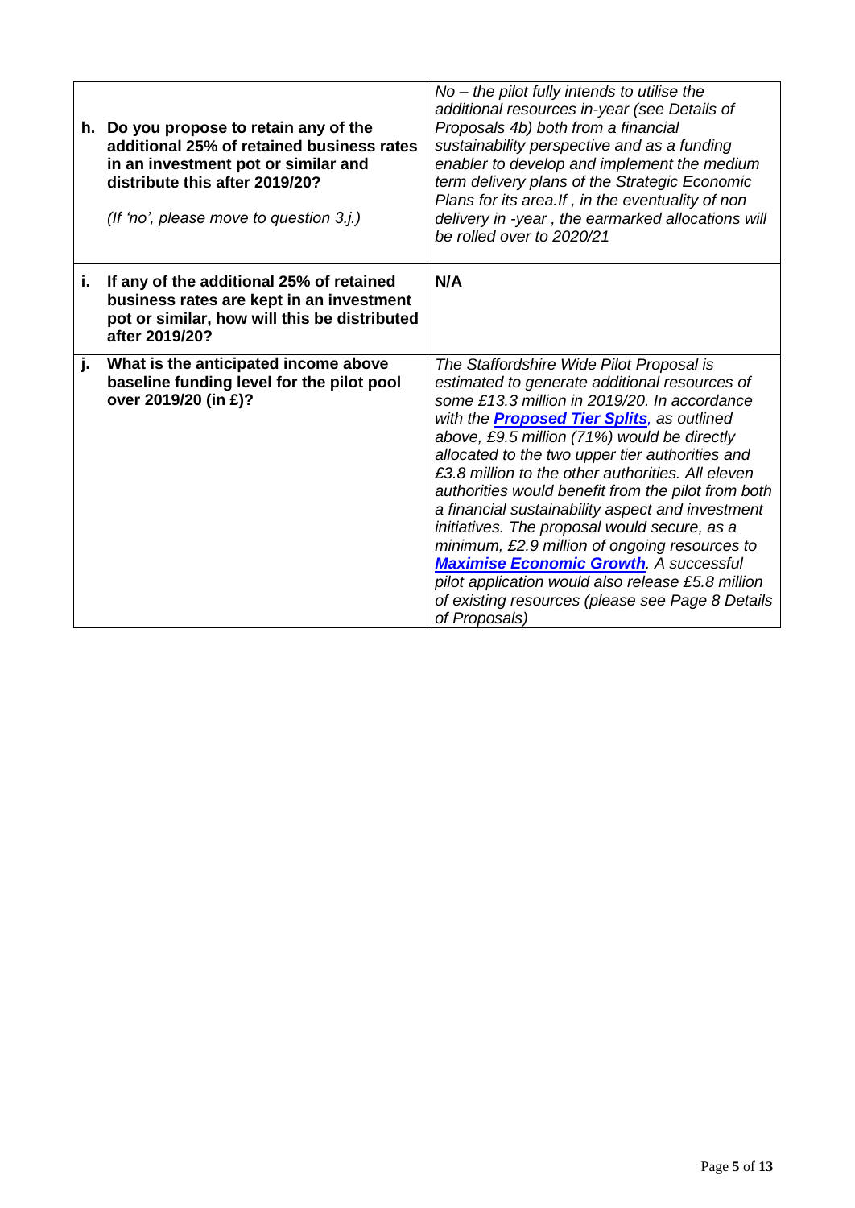| | |
|---|---|
| **h. Do you propose to retain any of the additional 25% of retained business rates in an investment pot or similar and distribute this after 2019/20?**<br><br>*(If 'no', please move to question 3.j.)* | *No – the pilot fully intends to utilise the additional resources in-year (see Details of Proposals 4b) both from a financial sustainability perspective and as a funding enabler to develop and implement the medium term delivery plans of the Strategic Economic Plans for its area.If , in the eventuality of non delivery in -year , the earmarked allocations will be rolled over to 2020/21* |
| **i. If any of the additional 25% of retained business rates are kept in an investment pot or similar, how will this be distributed after 2019/20?** | **N/A** |
| **j. What is the anticipated income above baseline funding level for the pilot pool over 2019/20 (in £)?** | *The Staffordshire Wide Pilot Proposal is estimated to generate additional resources of some £13.3 million in 2019/20. In accordance with the* ***Proposed Tier Splits****, as outlined above, £9.5 million (71%) would be directly allocated to the two upper tier authorities and £3.8 million to the other authorities. All eleven authorities would benefit from the pilot from both a financial sustainability aspect and investment initiatives. The proposal would secure, as a minimum, £2.9 million of ongoing resources to* ***Maximise Economic Growth****. A successful pilot application would also release £5.8 million of existing resources (please see Page 8 Details of Proposals)* |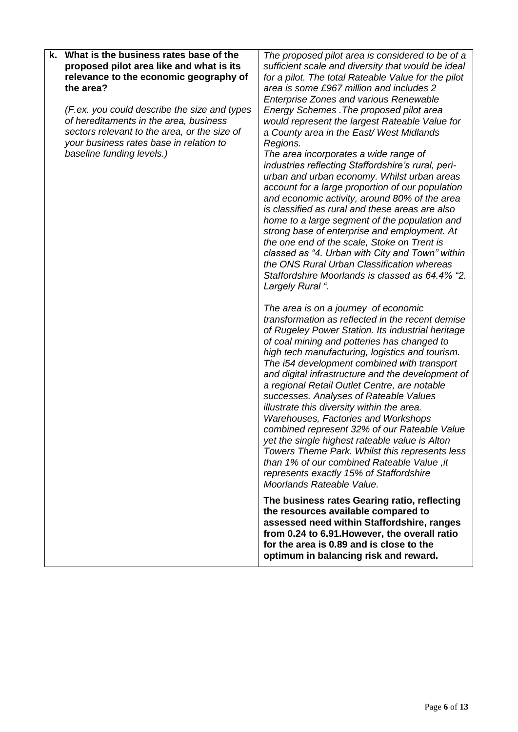| **k. What is the business rates base of the proposed pilot area like and what is its relevance to the economic geography of the area?**<br><br>*(F.ex. you could describe the size and types of hereditaments in the area, business sectors relevant to the area, or the size of your business rates base in relation to baseline funding levels.)* | *The proposed pilot area is considered to be of a sufficient scale and diversity that would be ideal for a pilot. The total Rateable Value for the pilot area is some £967 million and includes 2 Enterprise Zones and various Renewable Energy Schemes .The proposed pilot area would represent the largest Rateable Value for a County area in the East/ West Midlands Regions.*<br>*The area incorporates a wide range of industries reflecting Staffordshire's rural, peri-urban and urban economy. Whilst urban areas account for a large proportion of our population and economic activity, around 80% of the area is classified as rural and these areas are also home to a large segment of the population and strong base of enterprise and employment. At the one end of the scale, Stoke on Trent is classed as "4. Urban with City and Town" within the ONS Rural Urban Classification whereas Staffordshire Moorlands is classed as 64.4% "2. Largely Rural ".*<br><br>*The area is on a journey of economic transformation as reflected in the recent demise of Rugeley Power Station. Its industrial heritage of coal mining and potteries has changed to high tech manufacturing, logistics and tourism. The i54 development combined with transport and digital infrastructure and the development of a regional Retail Outlet Centre, are notable successes. Analyses of Rateable Values illustrate this diversity within the area. Warehouses, Factories and Workshops combined represent 32% of our Rateable Value yet the single highest rateable value is Alton Towers Theme Park. Whilst this represents less than 1% of our combined Rateable Value ,it represents exactly 15% of Staffordshire Moorlands Rateable Value.*<br><br>**The business rates Gearing ratio, reflecting the resources available compared to assessed need within Staffordshire, ranges from 0.24 to 6.91.However, the overall ratio for the area is 0.89 and is close to the optimum in balancing risk and reward.** |
|---|---|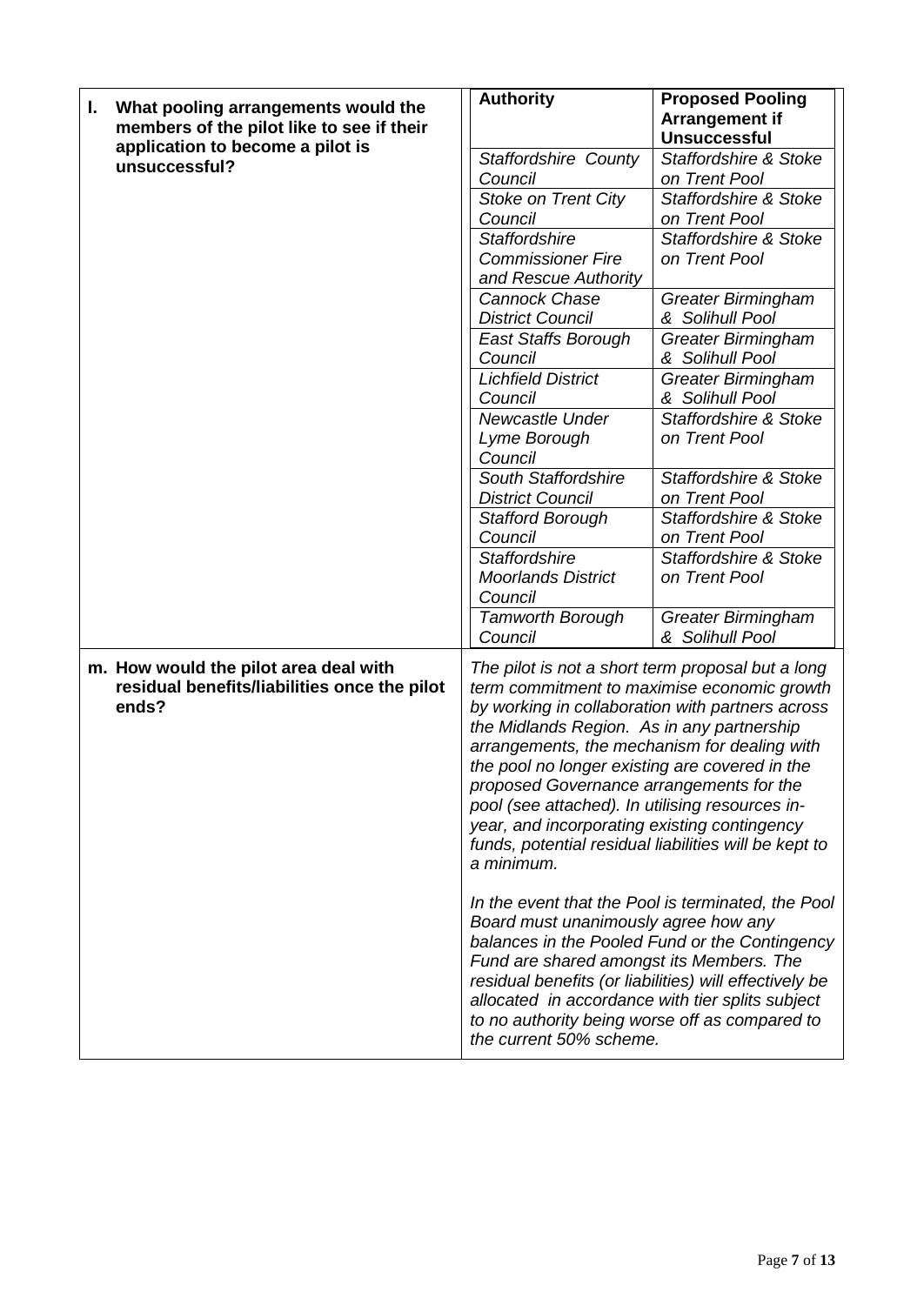| | | |
|---|---|---|
| **l. What pooling arrangements would the members of the pilot like to see if their application to become a pilot is unsuccessful?** | **Authority** | **Proposed Pooling Arrangement if Unsuccessful** |
| | *Staffordshire County Council* | *Staffordshire & Stoke on Trent Pool* |
| | *Stoke on Trent City Council* | *Staffordshire & Stoke on Trent Pool* |
| | *Staffordshire Commissioner Fire and Rescue Authority* | *Staffordshire & Stoke on Trent Pool* |
| | *Cannock Chase District Council* | *Greater Birmingham & Solihull Pool* |
| | *East Staffs Borough Council* | *Greater Birmingham & Solihull Pool* |
| | *Lichfield District Council* | *Greater Birmingham & Solihull Pool* |
| | *Newcastle Under Lyme Borough Council* | *Staffordshire & Stoke on Trent Pool* |
| | *South Staffordshire District Council* | *Staffordshire & Stoke on Trent Pool* |
| | *Stafford Borough Council* | *Staffordshire & Stoke on Trent Pool* |
| | *Staffordshire Moorlands District Council* | *Staffordshire & Stoke on Trent Pool* |
| | *Tamworth Borough Council* | *Greater Birmingham & Solihull Pool* |

| | |
|---|---|
| **m. How would the pilot area deal with residual benefits/liabilities once the pilot ends?** | *The pilot is not a short term proposal but a long term commitment to maximise economic growth by working in collaboration with partners across the Midlands Region. As in any partnership arrangements, the mechanism for dealing with the pool no longer existing are covered in the proposed Governance arrangements for the pool (see attached). In utilising resources in-year, and incorporating existing contingency funds, potential residual liabilities will be kept to a minimum.*<br><br>*In the event that the Pool is terminated, the Pool Board must unanimously agree how any balances in the Pooled Fund or the Contingency Fund are shared amongst its Members. The residual benefits (or liabilities) will effectively be allocated in accordance with tier splits subject to no authority being worse off as compared to the current 50% scheme.* |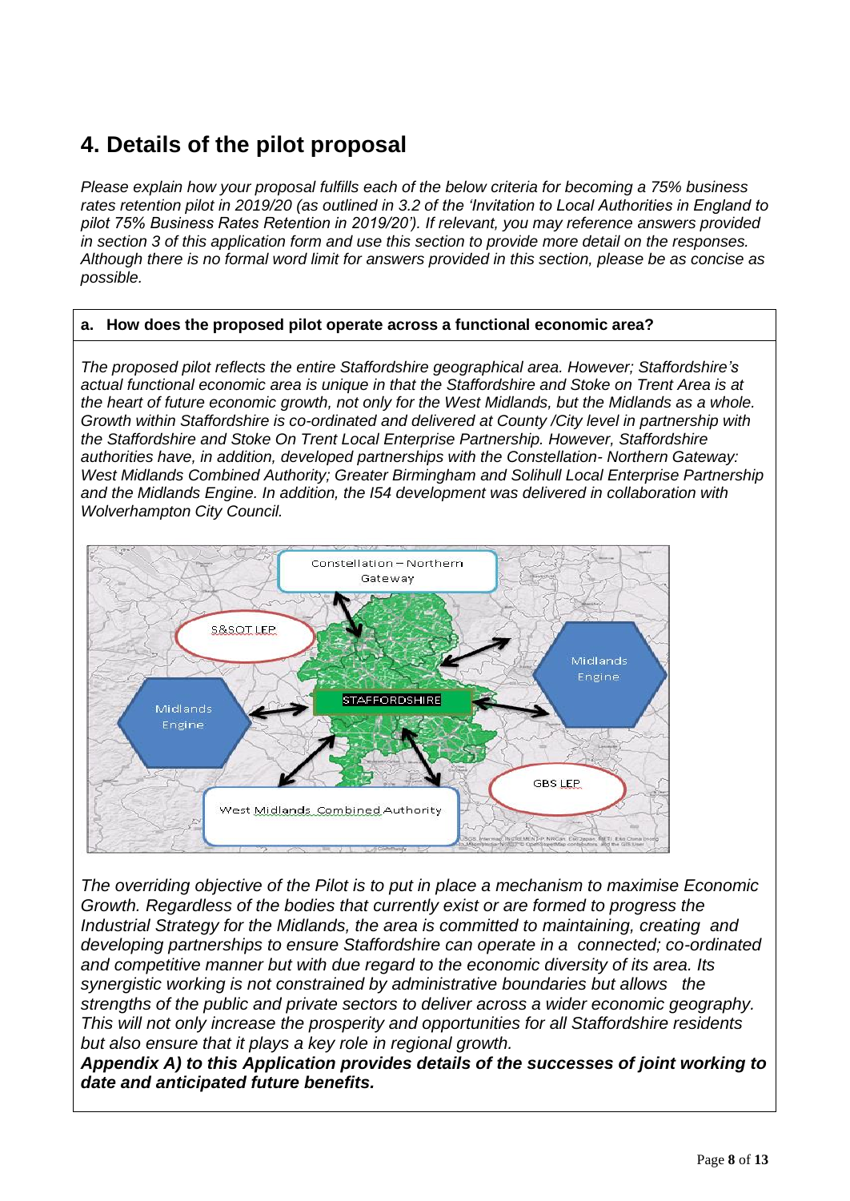# 4. Details of the pilot proposal

*Please explain how your proposal fulfills each of the below criteria for becoming a 75% business rates retention pilot in 2019/20 (as outlined in 3.2 of the 'Invitation to Local Authorities in England to pilot 75% Business Rates Retention in 2019/20'). If relevant, you may reference answers provided in section 3 of this application form and use this section to provide more detail on the responses. Although there is no formal word limit for answers provided in this section, please be as concise as possible.*

**a. How does the proposed pilot operate across a functional economic area?**

*The proposed pilot reflects the entire Staffordshire geographical area. However; Staffordshire's actual functional economic area is unique in that the Staffordshire and Stoke on Trent Area is at the heart of future economic growth, not only for the West Midlands, but the Midlands as a whole. Growth within Staffordshire is co-ordinated and delivered at County /City level in partnership with the Staffordshire and Stoke On Trent Local Enterprise Partnership. However, Staffordshire authorities have, in addition, developed partnerships with the Constellation- Northern Gateway: West Midlands Combined Authority; Greater Birmingham and Solihull Local Enterprise Partnership and the Midlands Engine. In addition, the I54 development was delivered in collaboration with Wolverhampton City Council.*

*The overriding objective of the Pilot is to put in place a mechanism to maximise Economic Growth. Regardless of the bodies that currently exist or are formed to progress the Industrial Strategy for the Midlands, the area is committed to maintaining, creating and developing partnerships to ensure Staffordshire can operate in a connected; co-ordinated and competitive manner but with due regard to the economic diversity of its area. Its synergistic working is not constrained by administrative boundaries but allows the strengths of the public and private sectors to deliver across a wider economic geography. This will not only increase the prosperity and opportunities for all Staffordshire residents but also ensure that it plays a key role in regional growth.*

***Appendix A) to this Application provides details of the successes of joint working to date and anticipated future benefits.***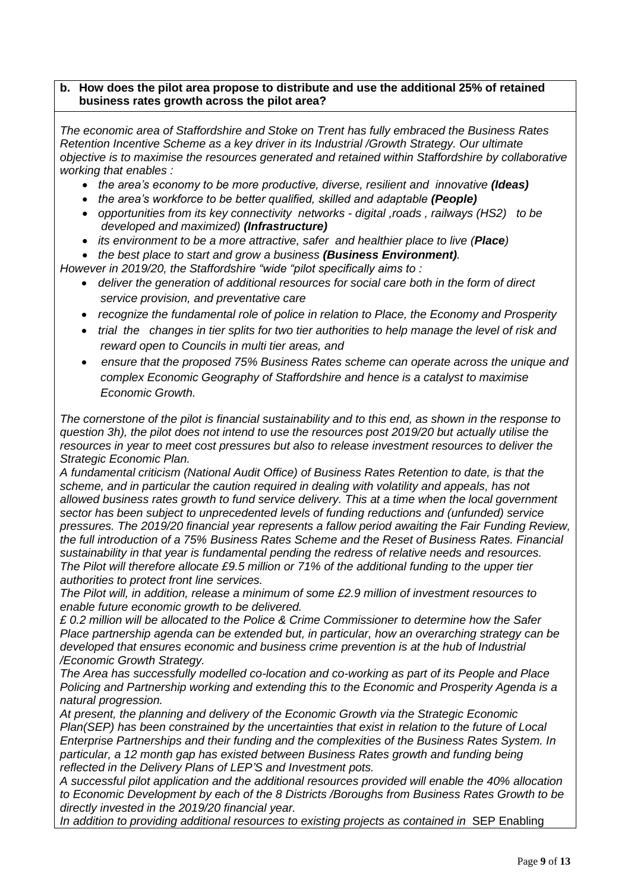**b. How does the pilot area propose to distribute and use the additional 25% of retained business rates growth across the pilot area?**

*The economic area of Staffordshire and Stoke on Trent has fully embraced the Business Rates Retention Incentive Scheme as a key driver in its Industrial /Growth Strategy. Our ultimate objective is to maximise the resources generated and retained within Staffordshire by collaborative working that enables :*

- *the area's economy to be more productive, diverse, resilient and innovative **(Ideas)***
- *the area's workforce to be better qualified, skilled and adaptable **(People)***
- *opportunities from its key connectivity networks - digital ,roads , railways (HS2) to be developed and maximized) **(Infrastructure)***
- *its environment to be a more attractive, safer and healthier place to live (**Place**)*
- *the best place to start and grow a business **(Business Environment)**.*

*However in 2019/20, the Staffordshire "wide "pilot specifically aims to :*

- *deliver the generation of additional resources for social care both in the form of direct service provision, and preventative care*
- *recognize the fundamental role of police in relation to Place, the Economy and Prosperity*
- *trial the changes in tier splits for two tier authorities to help manage the level of risk and reward open to Councils in multi tier areas, and*
- *ensure that the proposed 75% Business Rates scheme can operate across the unique and complex Economic Geography of Staffordshire and hence is a catalyst to maximise Economic Growth.*

*The cornerstone of the pilot is financial sustainability and to this end, as shown in the response to question 3h), the pilot does not intend to use the resources post 2019/20 but actually utilise the resources in year to meet cost pressures but also to release investment resources to deliver the Strategic Economic Plan.*

*A fundamental criticism (National Audit Office) of Business Rates Retention to date, is that the scheme, and in particular the caution required in dealing with volatility and appeals, has not allowed business rates growth to fund service delivery. This at a time when the local government sector has been subject to unprecedented levels of funding reductions and (unfunded) service pressures. The 2019/20 financial year represents a fallow period awaiting the Fair Funding Review, the full introduction of a 75% Business Rates Scheme and the Reset of Business Rates. Financial sustainability in that year is fundamental pending the redress of relative needs and resources. The Pilot will therefore allocate £9.5 million or 71% of the additional funding to the upper tier authorities to protect front line services.*

*The Pilot will, in addition, release a minimum of some £2.9 million of investment resources to enable future economic growth to be delivered.*

*£ 0.2 million will be allocated to the Police & Crime Commissioner to determine how the Safer Place partnership agenda can be extended but, in particular, how an overarching strategy can be developed that ensures economic and business crime prevention is at the hub of Industrial /Economic Growth Strategy.*

*The Area has successfully modelled co-location and co-working as part of its People and Place Policing and Partnership working and extending this to the Economic and Prosperity Agenda is a natural progression.*

*At present, the planning and delivery of the Economic Growth via the Strategic Economic Plan(SEP) has been constrained by the uncertainties that exist in relation to the future of Local Enterprise Partnerships and their funding and the complexities of the Business Rates System. In particular, a 12 month gap has existed between Business Rates growth and funding being reflected in the Delivery Plans of LEP'S and Investment pots.*

*A successful pilot application and the additional resources provided will enable the 40% allocation to Economic Development by each of the 8 Districts /Boroughs from Business Rates Growth to be directly invested in the 2019/20 financial year.*

*In addition to providing additional resources to existing projects as contained in* SEP Enabling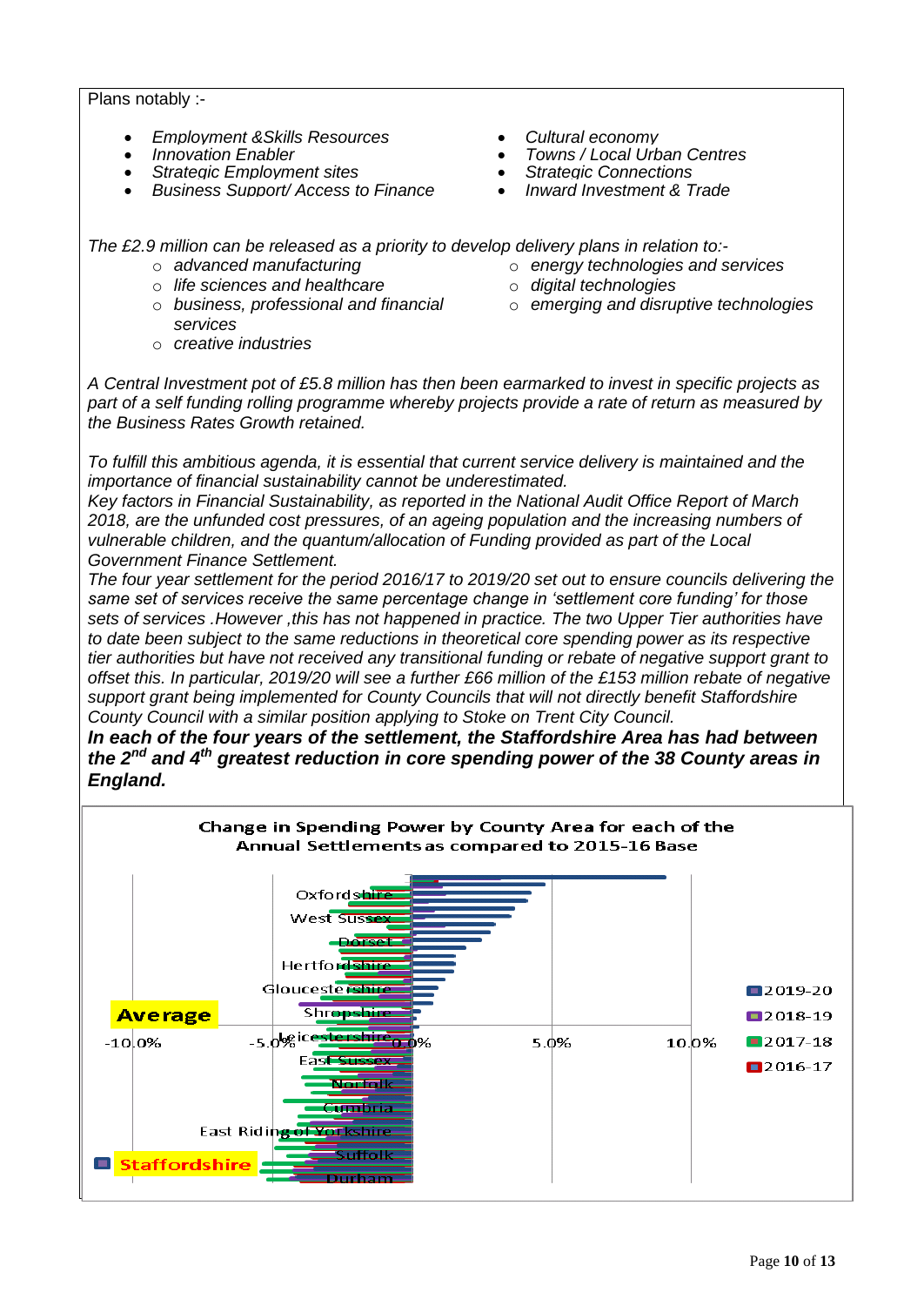Plans notably :-

- *Employment &Skills Resources*
- *Innovation Enabler*
- *Strategic Employment sites*
- *Business Support/ Access to Finance*
- *Cultural economy*
- *Towns / Local Urban Centres*
- *Strategic Connections*
- *Inward Investment & Trade*

*The £2.9 million can be released as a priority to develop delivery plans in relation to:-*

- *advanced manufacturing*
- *life sciences and healthcare*
- *business, professional and financial services*
- *creative industries*
- *energy technologies and services*
- *digital technologies*
- *emerging and disruptive technologies*

*A Central Investment pot of £5.8 million has then been earmarked to invest in specific projects as part of a self funding rolling programme whereby projects provide a rate of return as measured by the Business Rates Growth retained.*

*To fulfill this ambitious agenda, it is essential that current service delivery is maintained and the importance of financial sustainability cannot be underestimated.*
*Key factors in Financial Sustainability, as reported in the National Audit Office Report of March 2018, are the unfunded cost pressures, of an ageing population and the increasing numbers of vulnerable children, and the quantum/allocation of Funding provided as part of the Local Government Finance Settlement.*
*The four year settlement for the period 2016/17 to 2019/20 set out to ensure councils delivering the same set of services receive the same percentage change in 'settlement core funding' for those sets of services .However ,this has not happened in practice. The two Upper Tier authorities have to date been subject to the same reductions in theoretical core spending power as its respective tier authorities but have not received any transitional funding or rebate of negative support grant to offset this. In particular, 2019/20 will see a further £66 million of the £153 million rebate of negative support grant being implemented for County Councils that will not directly benefit Staffordshire County Council with a similar position applying to Stoke on Trent City Council.*
***In each of the four years of the settlement, the Staffordshire Area has had between the 2nd and 4th greatest reduction in core spending power of the 38 County areas in England.***

Change in Spending Power by County Area for each of the Annual Settlements as compared to 2015-16 Base

Oxfordshire, West Sussex, Dorset, Hertfordshire, Gloucestershire, Shropshire, Leicestershire, East Sussex, Norfolk, Cumbria, East Riding of Yorkshire, Suffolk, Durham

Average

Staffordshire

-10.0% -5.0% 0.0% 5.0% 10.0%

2019-20
2018-19
2017-18
2016-17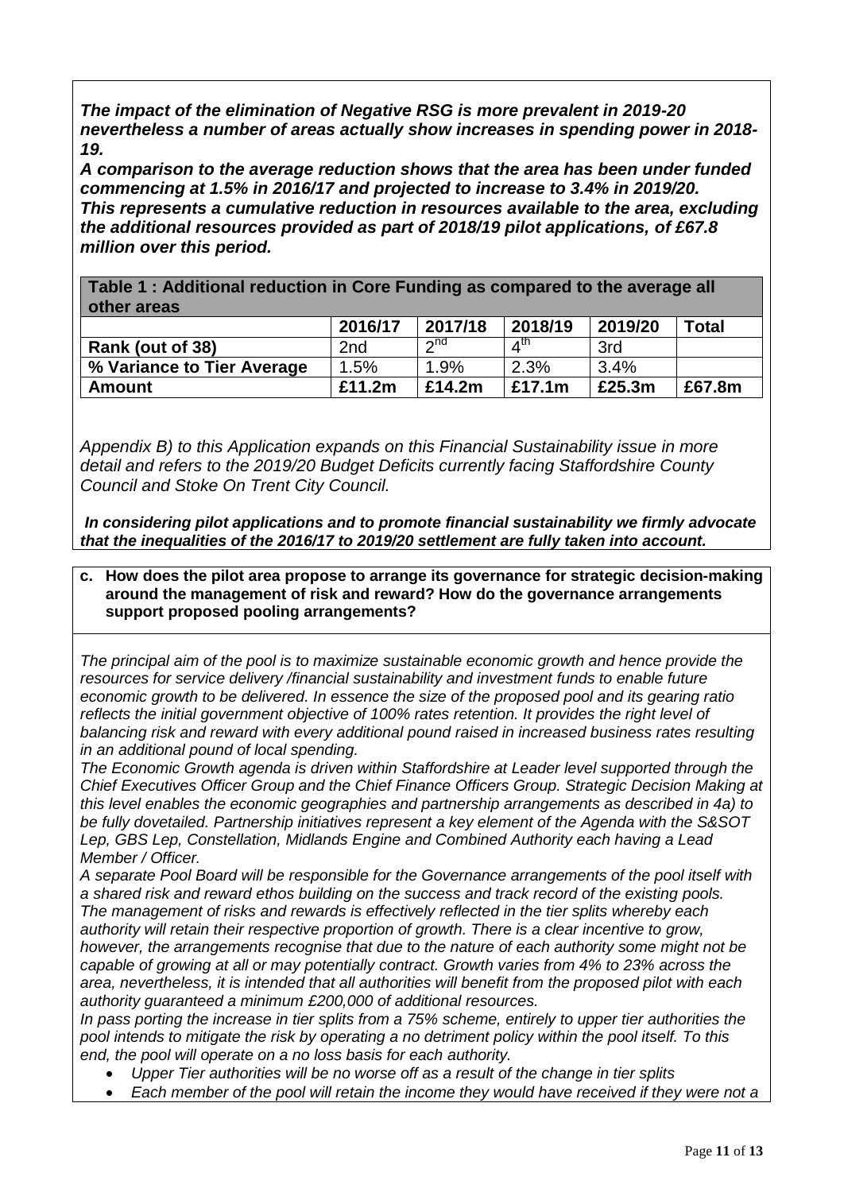***The impact of the elimination of Negative RSG is more prevalent in 2019-20 nevertheless a number of areas actually show increases in spending power in 2018-19.***

***A comparison to the average reduction shows that the area has been under funded commencing at 1.5% in 2016/17 and projected to increase to 3.4% in 2019/20. This represents a cumulative reduction in resources available to the area, excluding the additional resources provided as part of 2018/19 pilot applications, of £67.8 million over this period.***

**Table 1 : Additional reduction in Core Funding as compared to the average all other areas**

| | 2016/17 | 2017/18 | 2018/19 | 2019/20 | Total |
|---|---|---|---|---|---|
| **Rank (out of 38)** | 2nd | 2nd | 4th | 3rd | |
| **% Variance to Tier Average** | 1.5% | 1.9% | 2.3% | 3.4% | |
| **Amount** | **£11.2m** | **£14.2m** | **£17.1m** | **£25.3m** | **£67.8m** |

*Appendix B) to this Application expands on this Financial Sustainability issue in more detail and refers to the 2019/20 Budget Deficits currently facing Staffordshire County Council and Stoke On Trent City Council.*

***In considering pilot applications and to promote financial sustainability we firmly advocate that the inequalities of the 2016/17 to 2019/20 settlement are fully taken into account.***

**c. How does the pilot area propose to arrange its governance for strategic decision-making around the management of risk and reward? How do the governance arrangements support proposed pooling arrangements?**

*The principal aim of the pool is to maximize sustainable economic growth and hence provide the resources for service delivery /financial sustainability and investment funds to enable future economic growth to be delivered. In essence the size of the proposed pool and its gearing ratio reflects the initial government objective of 100% rates retention. It provides the right level of balancing risk and reward with every additional pound raised in increased business rates resulting in an additional pound of local spending.*

*The Economic Growth agenda is driven within Staffordshire at Leader level supported through the Chief Executives Officer Group and the Chief Finance Officers Group. Strategic Decision Making at this level enables the economic geographies and partnership arrangements as described in 4a) to be fully dovetailed. Partnership initiatives represent a key element of the Agenda with the S&SOT Lep, GBS Lep, Constellation, Midlands Engine and Combined Authority each having a Lead Member / Officer.*

*A separate Pool Board will be responsible for the Governance arrangements of the pool itself with a shared risk and reward ethos building on the success and track record of the existing pools. The management of risks and rewards is effectively reflected in the tier splits whereby each authority will retain their respective proportion of growth. There is a clear incentive to grow, however, the arrangements recognise that due to the nature of each authority some might not be capable of growing at all or may potentially contract. Growth varies from 4% to 23% across the area, nevertheless, it is intended that all authorities will benefit from the proposed pilot with each authority guaranteed a minimum £200,000 of additional resources.*

*In pass porting the increase in tier splits from a 75% scheme, entirely to upper tier authorities the pool intends to mitigate the risk by operating a no detriment policy within the pool itself. To this end, the pool will operate on a no loss basis for each authority.*

- *Upper Tier authorities will be no worse off as a result of the change in tier splits*
- *Each member of the pool will retain the income they would have received if they were not a*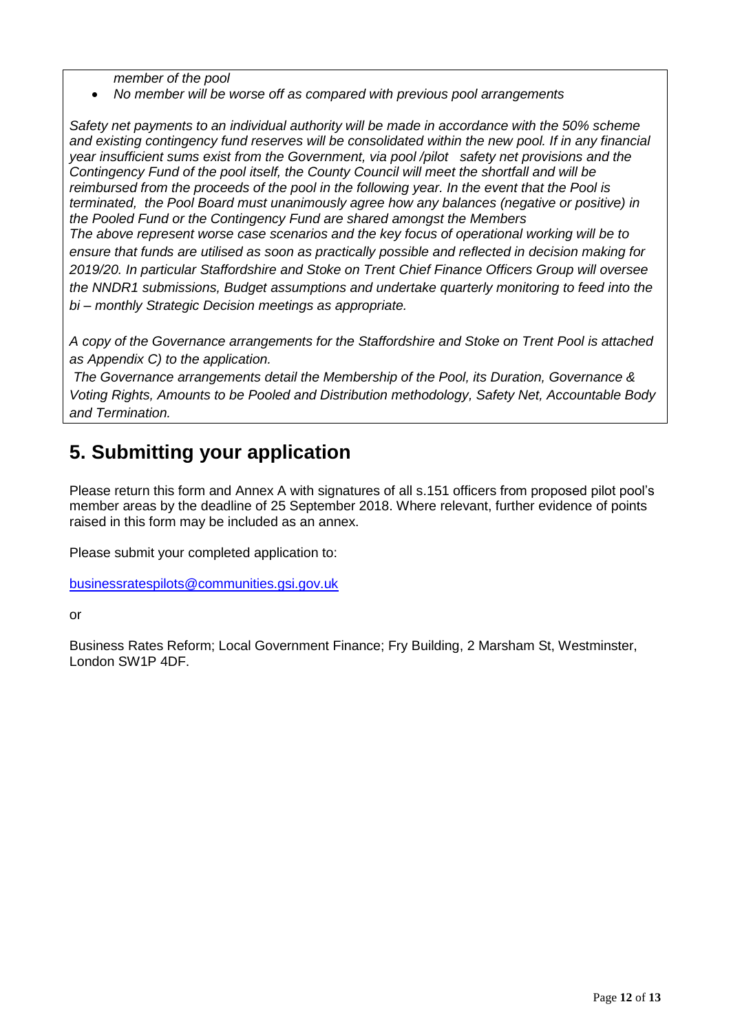*member of the pool*

- *No member will be worse off as compared with previous pool arrangements*

*Safety net payments to an individual authority will be made in accordance with the 50% scheme and existing contingency fund reserves will be consolidated within the new pool. If in any financial year insufficient sums exist from the Government, via pool /pilot safety net provisions and the Contingency Fund of the pool itself, the County Council will meet the shortfall and will be reimbursed from the proceeds of the pool in the following year. In the event that the Pool is terminated, the Pool Board must unanimously agree how any balances (negative or positive) in the Pooled Fund or the Contingency Fund are shared amongst the Members*

*The above represent worse case scenarios and the key focus of operational working will be to ensure that funds are utilised as soon as practically possible and reflected in decision making for 2019/20. In particular Staffordshire and Stoke on Trent Chief Finance Officers Group will oversee the NNDR1 submissions, Budget assumptions and undertake quarterly monitoring to feed into the bi – monthly Strategic Decision meetings as appropriate.*

*A copy of the Governance arrangements for the Staffordshire and Stoke on Trent Pool is attached as Appendix C) to the application.*

*The Governance arrangements detail the Membership of the Pool, its Duration, Governance & Voting Rights, Amounts to be Pooled and Distribution methodology, Safety Net, Accountable Body and Termination.*

## 5. Submitting your application

Please return this form and Annex A with signatures of all s.151 officers from proposed pilot pool's member areas by the deadline of 25 September 2018. Where relevant, further evidence of points raised in this form may be included as an annex.

Please submit your completed application to:

businessratespilots@communities.gsi.gov.uk

or

Business Rates Reform; Local Government Finance; Fry Building, 2 Marsham St, Westminster, London SW1P 4DF.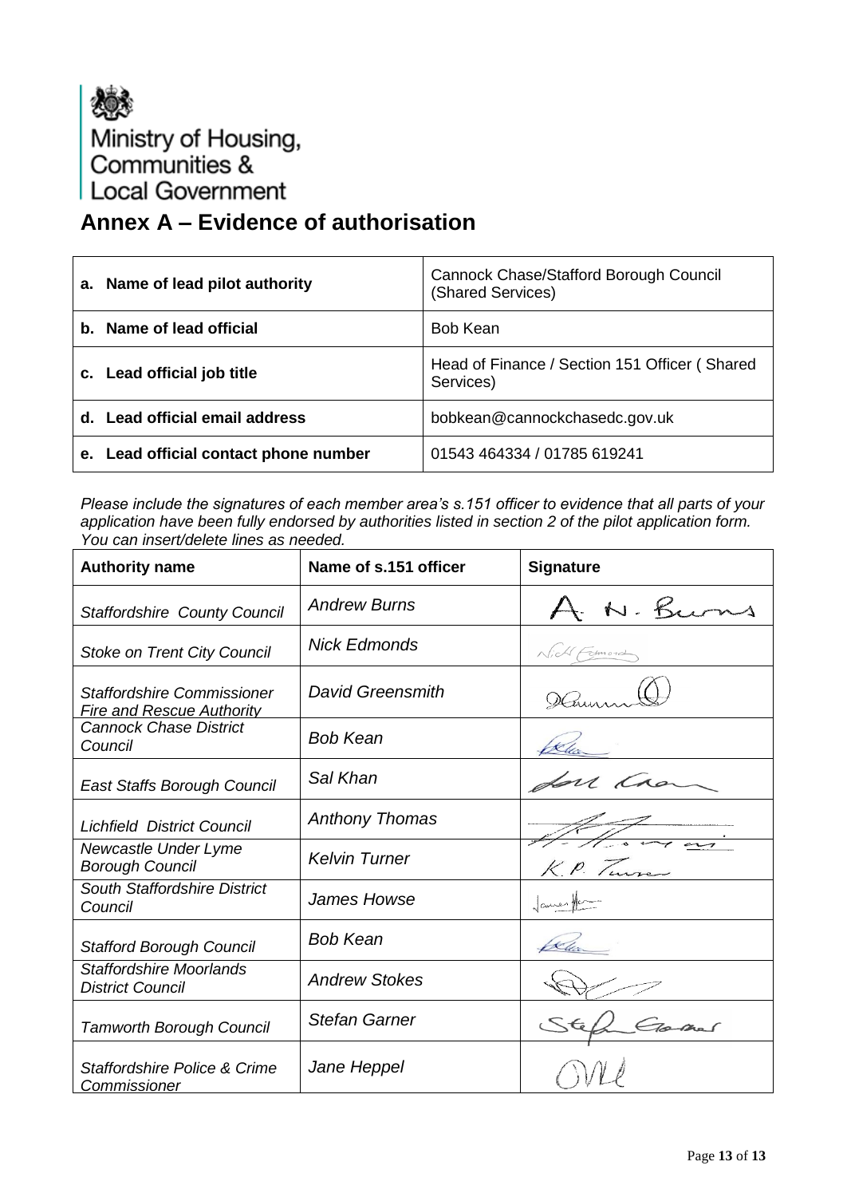Ministry of Housing, Communities & Local Government

# Annex A – Evidence of authorisation

| | |
|---|---|
| **a. Name of lead pilot authority** | Cannock Chase/Stafford Borough Council (Shared Services) |
| **b. Name of lead official** | Bob Kean |
| **c. Lead official job title** | Head of Finance / Section 151 Officer ( Shared Services) |
| **d. Lead official email address** | bobkean@cannockchasedc.gov.uk |
| **e. Lead official contact phone number** | 01543 464334 / 01785 619241 |

*Please include the signatures of each member area's s.151 officer to evidence that all parts of your application have been fully endorsed by authorities listed in section 2 of the pilot application form. You can insert/delete lines as needed.*

| Authority name | Name of s.151 officer | Signature |
|---|---|---|
| *Staffordshire County Council* | *Andrew Burns* | A. N. Burns |
| *Stoke on Trent City Council* | *Nick Edmonds* | Nick Edmonds |
| *Staffordshire Commissioner Fire and Rescue Authority* | *David Greensmith* | |
| *Cannock Chase District Council* | *Bob Kean* | |
| *East Staffs Borough Council* | *Sal Khan* | Sal Khan |
| *Lichfield District Council* | *Anthony Thomas* | |
| *Newcastle Under Lyme Borough Council* | *Kelvin Turner* | K. P. Turner |
| *South Staffordshire District Council* | *James Howse* | James Howse |
| *Stafford Borough Council* | *Bob Kean* | |
| *Staffordshire Moorlands District Council* | *Andrew Stokes* | |
| *Tamworth Borough Council* | *Stefan Garner* | Stefan Garner |
| *Staffordshire Police & Crime Commissioner* | *Jane Heppel* | |